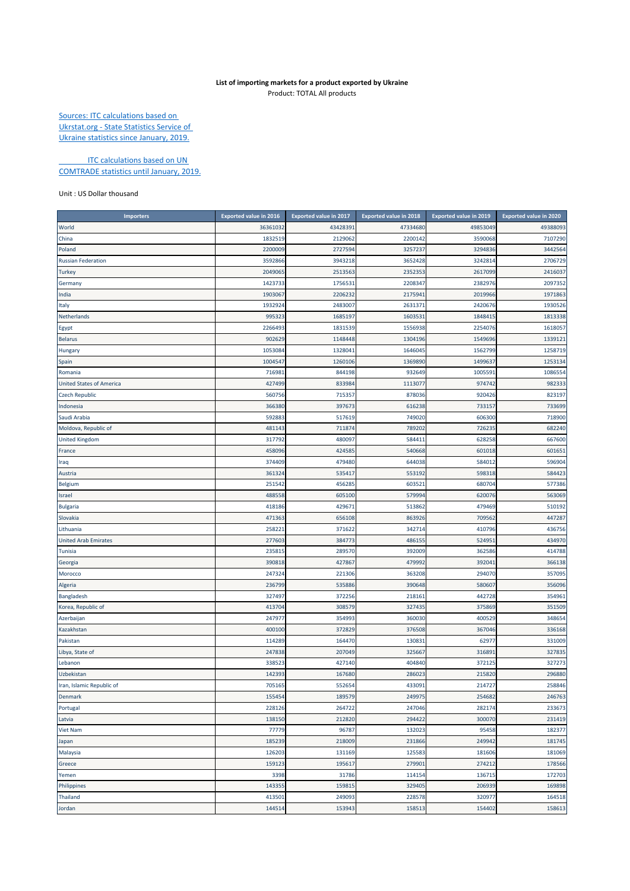**List of importing markets for a product exported by Ukraine**

Product: TOTAL All products

Sources: ITC calculations based on Ukrstat.org - State Statistics Service of Ukraine statistics since January, 2019.

ITC calculations based on UN COMTRADE statistics until January, 2019.

Unit : US Dollar thousand

| Importers | Exported value in 2016 | Exported value in 2017 | Exported value in 2018 | Exported value in 2019 | Exported value in 2020 |
|---|---|---|---|---|---|
| World | 36361032 | 43428391 | 47334680 | 49853049 | 49388093 |
| China | 1832519 | 2129062 | 2200142 | 3590068 | 7107290 |
| Poland | 2200009 | 2727594 | 3257237 | 3294836 | 3442564 |
| Russian Federation | 3592866 | 3943218 | 3652428 | 3242814 | 2706729 |
| Turkey | 2049065 | 2513563 | 2352353 | 2617099 | 2416037 |
| Germany | 1423733 | 1756531 | 2208347 | 2382976 | 2097352 |
| India | 1903067 | 2206232 | 2175941 | 2019966 | 1971863 |
| Italy | 1932924 | 2483007 | 2631371 | 2420676 | 1930526 |
| Netherlands | 995323 | 1685197 | 1603531 | 1848415 | 1813338 |
| Egypt | 2266493 | 1831539 | 1556938 | 2254076 | 1618057 |
| Belarus | 902629 | 1148448 | 1304196 | 1549696 | 1339121 |
| Hungary | 1053084 | 1328041 | 1646045 | 1562799 | 1258719 |
| Spain | 1004547 | 1260106 | 1369890 | 1499637 | 1253134 |
| Romania | 716981 | 844198 | 932649 | 1005591 | 1086554 |
| United States of America | 427499 | 833984 | 1113077 | 974742 | 982333 |
| Czech Republic | 560756 | 715357 | 878036 | 920426 | 823197 |
| Indonesia | 366380 | 397673 | 616238 | 733157 | 733699 |
| Saudi Arabia | 592883 | 517619 | 749020 | 606300 | 718900 |
| Moldova, Republic of | 481143 | 711874 | 789202 | 726235 | 682240 |
| United Kingdom | 317792 | 480097 | 584411 | 628258 | 667600 |
| France | 458096 | 424585 | 540668 | 601018 | 601651 |
| Iraq | 374409 | 479480 | 644038 | 584012 | 596904 |
| Austria | 361324 | 535417 | 553192 | 598318 | 584423 |
| Belgium | 251542 | 456285 | 603521 | 680704 | 577386 |
| Israel | 488558 | 605100 | 579994 | 620076 | 563069 |
| Bulgaria | 418186 | 429671 | 513862 | 479469 | 510192 |
| Slovakia | 471363 | 656108 | 863926 | 709562 | 447287 |
| Lithuania | 258221 | 371622 | 342714 | 410796 | 436756 |
| United Arab Emirates | 277603 | 384773 | 486155 | 524951 | 434970 |
| Tunisia | 235815 | 289570 | 392009 | 362586 | 414788 |
| Georgia | 390818 | 427867 | 479992 | 392041 | 366138 |
| Morocco | 247324 | 221306 | 363208 | 294070 | 357095 |
| Algeria | 236799 | 535886 | 390648 | 580607 | 356096 |
| Bangladesh | 327497 | 372256 | 218161 | 442728 | 354961 |
| Korea, Republic of | 413704 | 308579 | 327435 | 375869 | 351509 |
| Azerbaijan | 247977 | 354993 | 360030 | 400529 | 348654 |
| Kazakhstan | 400100 | 372829 | 376508 | 367046 | 336168 |
| Pakistan | 114289 | 164470 | 130831 | 62977 | 331009 |
| Libya, State of | 247838 | 207049 | 325667 | 316891 | 327835 |
| Lebanon | 338523 | 427140 | 404840 | 372125 | 327273 |
| Uzbekistan | 142393 | 167680 | 286023 | 215820 | 296880 |
| Iran, Islamic Republic of | 705165 | 552654 | 433091 | 214727 | 258846 |
| Denmark | 155454 | 189579 | 249975 | 254682 | 246763 |
| Portugal | 228126 | 264722 | 247046 | 282174 | 233673 |
| Latvia | 138150 | 212820 | 294422 | 300070 | 231419 |
| Viet Nam | 77779 | 96787 | 132023 | 95458 | 182377 |
| Japan | 185239 | 218009 | 231866 | 249942 | 181745 |
| Malaysia | 126203 | 131169 | 125583 | 181606 | 181069 |
| Greece | 159123 | 195617 | 279901 | 274212 | 178566 |
| Yemen | 3398 | 31786 | 114154 | 136715 | 172703 |
| Philippines | 143355 | 159815 | 329405 | 206939 | 169898 |
| Thailand | 413501 | 249093 | 228578 | 320977 | 164518 |
| Jordan | 144514 | 153943 | 158513 | 154402 | 158613 |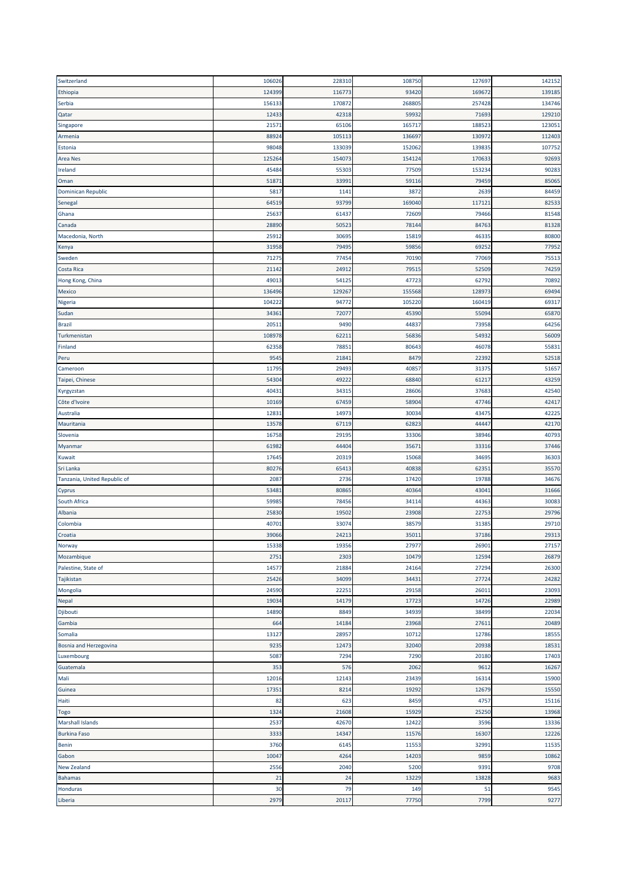| | | | | | |
|---|---|---|---|---|---|
| Switzerland | 106026 | 228310 | 108750 | 127697 | 142152 |
| Ethiopia | 124399 | 116773 | 93420 | 169672 | 139185 |
| Serbia | 156133 | 170872 | 268805 | 257428 | 134746 |
| Qatar | 12433 | 42318 | 59932 | 71693 | 129210 |
| Singapore | 21571 | 65106 | 165717 | 188523 | 123051 |
| Armenia | 88924 | 105113 | 136697 | 130972 | 112403 |
| Estonia | 98048 | 133039 | 152062 | 139835 | 107752 |
| Area Nes | 125264 | 154073 | 154124 | 170633 | 92693 |
| Ireland | 45484 | 55303 | 77509 | 153234 | 90283 |
| Oman | 51871 | 33991 | 59116 | 79459 | 85065 |
| Dominican Republic | 5817 | 1141 | 3872 | 2639 | 84459 |
| Senegal | 64519 | 93799 | 169040 | 117121 | 82533 |
| Ghana | 25637 | 61437 | 72609 | 79466 | 81548 |
| Canada | 28890 | 50523 | 78144 | 84763 | 81328 |
| Macedonia, North | 25912 | 30695 | 15819 | 46335 | 80800 |
| Kenya | 31958 | 79495 | 59856 | 69252 | 77952 |
| Sweden | 71275 | 77454 | 70190 | 77069 | 75513 |
| Costa Rica | 21142 | 24912 | 79515 | 52509 | 74259 |
| Hong Kong, China | 49013 | 54125 | 47723 | 62792 | 70892 |
| Mexico | 136496 | 129267 | 155568 | 128973 | 69494 |
| Nigeria | 104222 | 94772 | 105220 | 160419 | 69317 |
| Sudan | 34361 | 72077 | 45390 | 55094 | 65870 |
| Brazil | 20511 | 9490 | 44837 | 73958 | 64256 |
| Turkmenistan | 108978 | 62211 | 56836 | 54932 | 56009 |
| Finland | 62358 | 78851 | 80643 | 46078 | 55831 |
| Peru | 9545 | 21841 | 8479 | 22392 | 52518 |
| Cameroon | 11795 | 29493 | 40857 | 31375 | 51657 |
| Taipei, Chinese | 54304 | 49222 | 68840 | 61217 | 43259 |
| Kyrgyzstan | 40431 | 34315 | 28606 | 37683 | 42540 |
| Côte d'Ivoire | 10169 | 67459 | 58904 | 47746 | 42417 |
| Australia | 12831 | 14973 | 30034 | 43475 | 42225 |
| Mauritania | 13578 | 67119 | 62823 | 44447 | 42170 |
| Slovenia | 16758 | 29195 | 33306 | 38946 | 40793 |
| Myanmar | 61982 | 44404 | 35671 | 33316 | 37446 |
| Kuwait | 17645 | 20319 | 15068 | 34695 | 36303 |
| Sri Lanka | 80276 | 65413 | 40838 | 62351 | 35570 |
| Tanzania, United Republic of | 2087 | 2736 | 17420 | 19788 | 34676 |
| Cyprus | 53481 | 80865 | 40364 | 43041 | 31666 |
| South Africa | 59985 | 78456 | 34114 | 44363 | 30083 |
| Albania | 25830 | 19502 | 23908 | 22753 | 29796 |
| Colombia | 40701 | 33074 | 38579 | 31385 | 29710 |
| Croatia | 39066 | 24213 | 35011 | 37186 | 29313 |
| Norway | 15338 | 19356 | 27977 | 26901 | 27157 |
| Mozambique | 2751 | 2303 | 10479 | 12594 | 26879 |
| Palestine, State of | 14577 | 21884 | 24164 | 27294 | 26300 |
| Tajikistan | 25426 | 34099 | 34431 | 27724 | 24282 |
| Mongolia | 24590 | 22251 | 29158 | 26011 | 23093 |
| Nepal | 19034 | 14179 | 17723 | 14726 | 22989 |
| Djibouti | 14890 | 8849 | 34939 | 38499 | 22034 |
| Gambia | 664 | 14184 | 23968 | 27611 | 20489 |
| Somalia | 13127 | 28957 | 10712 | 12786 | 18555 |
| Bosnia and Herzegovina | 9235 | 12473 | 32040 | 20938 | 18531 |
| Luxembourg | 5087 | 7294 | 7290 | 20180 | 17403 |
| Guatemala | 353 | 576 | 2062 | 9612 | 16267 |
| Mali | 12016 | 12143 | 23439 | 16314 | 15900 |
| Guinea | 17351 | 8214 | 19292 | 12679 | 15550 |
| Haiti | 82 | 623 | 8459 | 4757 | 15116 |
| Togo | 1324 | 21608 | 15929 | 25250 | 13968 |
| Marshall Islands | 2537 | 42670 | 12422 | 3596 | 13336 |
| Burkina Faso | 3333 | 14347 | 11576 | 16307 | 12226 |
| Benin | 3760 | 6145 | 11553 | 32991 | 11535 |
| Gabon | 10047 | 4264 | 14203 | 9859 | 10862 |
| New Zealand | 2556 | 2040 | 5200 | 9391 | 9708 |
| Bahamas | 21 | 24 | 13229 | 13828 | 9683 |
| Honduras | 30 | 79 | 149 | 51 | 9545 |
| Liberia | 2979 | 20117 | 77750 | 7799 | 9277 |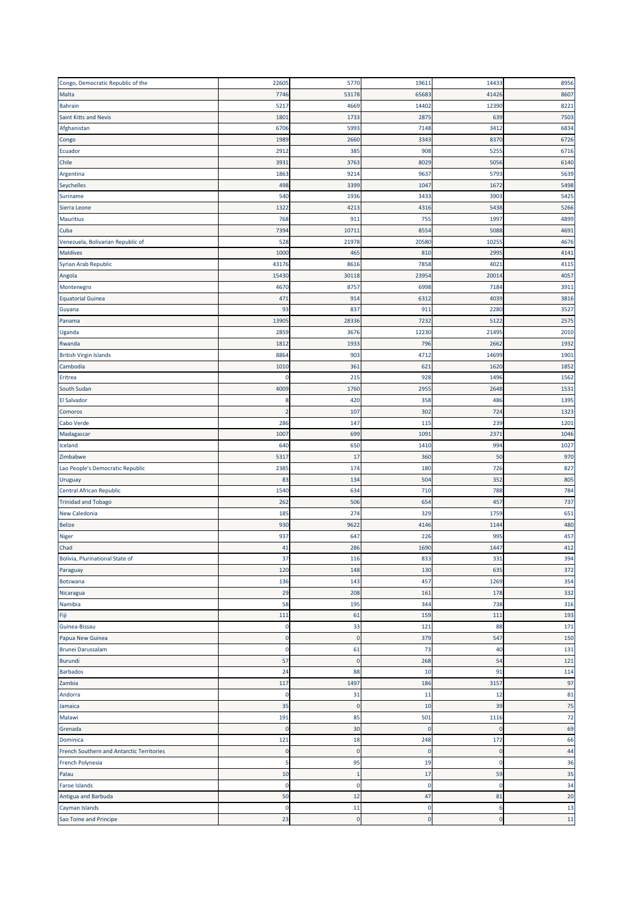| | | | | | |
|---|---|---|---|---|---|
| Congo, Democratic Republic of the | 22605 | 5770 | 19611 | 14433 | 8956 |
| Malta | 7746 | 53178 | 65683 | 41426 | 8607 |
| Bahrain | 5217 | 4669 | 14402 | 12390 | 8221 |
| Saint Kitts and Nevis | 1801 | 1733 | 2875 | 639 | 7503 |
| Afghanistan | 6706 | 5993 | 7148 | 3412 | 6834 |
| Congo | 1989 | 2660 | 3343 | 8370 | 6726 |
| Ecuador | 2912 | 385 | 908 | 5255 | 6716 |
| Chile | 3931 | 3763 | 8029 | 5056 | 6140 |
| Argentina | 1863 | 9214 | 9637 | 5793 | 5639 |
| Seychelles | 498 | 3399 | 1047 | 1672 | 5498 |
| Suriname | 540 | 1936 | 3433 | 3903 | 5425 |
| Sierra Leone | 1322 | 4213 | 4316 | 5438 | 5266 |
| Mauritius | 768 | 911 | 755 | 1997 | 4899 |
| Cuba | 7394 | 10711 | 8554 | 5088 | 4691 |
| Venezuela, Bolivarian Republic of | 528 | 21978 | 20580 | 10255 | 4676 |
| Maldives | 1000 | 465 | 810 | 2995 | 4141 |
| Syrian Arab Republic | 43176 | 8616 | 7858 | 4021 | 4115 |
| Angola | 15430 | 30118 | 23954 | 20014 | 4057 |
| Montenegro | 4670 | 8757 | 6998 | 7184 | 3911 |
| Equatorial Guinea | 471 | 914 | 6312 | 4039 | 3816 |
| Guyana | 93 | 837 | 911 | 2280 | 3527 |
| Panama | 13905 | 28336 | 7232 | 5122 | 2575 |
| Uganda | 2859 | 3676 | 12230 | 21495 | 2010 |
| Rwanda | 1812 | 1933 | 796 | 2662 | 1932 |
| British Virgin Islands | 8864 | 903 | 4712 | 14699 | 1901 |
| Cambodia | 1010 | 361 | 621 | 1620 | 1852 |
| Eritrea | 0 | 215 | 928 | 1496 | 1562 |
| South Sudan | 4009 | 1760 | 2955 | 2648 | 1531 |
| El Salvador | 8 | 420 | 358 | 486 | 1395 |
| Comoros | 2 | 107 | 302 | 724 | 1323 |
| Cabo Verde | 286 | 147 | 115 | 239 | 1201 |
| Madagascar | 1007 | 699 | 1091 | 2371 | 1046 |
| Iceland | 640 | 650 | 1410 | 994 | 1027 |
| Zimbabwe | 5317 | 17 | 360 | 50 | 970 |
| Lao People's Democratic Republic | 2385 | 174 | 180 | 726 | 827 |
| Uruguay | 83 | 134 | 504 | 352 | 805 |
| Central African Republic | 1540 | 634 | 710 | 788 | 784 |
| Trinidad and Tobago | 262 | 506 | 654 | 457 | 737 |
| New Caledonia | 185 | 274 | 329 | 1759 | 651 |
| Belize | 930 | 9622 | 4146 | 1144 | 480 |
| Niger | 937 | 647 | 226 | 995 | 457 |
| Chad | 41 | 286 | 1690 | 1447 | 412 |
| Bolivia, Plurinational State of | 37 | 116 | 833 | 331 | 394 |
| Paraguay | 120 | 148 | 130 | 635 | 372 |
| Botswana | 136 | 143 | 457 | 1269 | 354 |
| Nicaragua | 29 | 208 | 161 | 178 | 332 |
| Namibia | 58 | 195 | 344 | 738 | 316 |
| Fiji | 111 | 61 | 159 | 111 | 193 |
| Guinea-Bissau | 0 | 33 | 121 | 88 | 171 |
| Papua New Guinea | 0 | 0 | 379 | 547 | 150 |
| Brunei Darussalam | 0 | 61 | 73 | 40 | 131 |
| Burundi | 57 | 0 | 268 | 54 | 121 |
| Barbados | 24 | 88 | 10 | 91 | 114 |
| Zambia | 117 | 1497 | 186 | 3157 | 97 |
| Andorra | 0 | 31 | 11 | 12 | 81 |
| Jamaica | 35 | 0 | 10 | 39 | 75 |
| Malawi | 191 | 85 | 501 | 1116 | 72 |
| Grenada | 0 | 30 | 0 | 0 | 69 |
| Dominica | 121 | 18 | 248 | 172 | 66 |
| French Southern and Antarctic Territories | 0 | 0 | 0 | 0 | 44 |
| French Polynesia | 5 | 95 | 19 | 0 | 36 |
| Palau | 10 | 1 | 17 | 59 | 35 |
| Faroe Islands | 0 | 0 | 0 | 0 | 34 |
| Antigua and Barbuda | 50 | 12 | 47 | 81 | 20 |
| Cayman Islands | 0 | 11 | 0 | 6 | 13 |
| Sao Tome and Principe | 23 | 0 | 0 | 0 | 11 |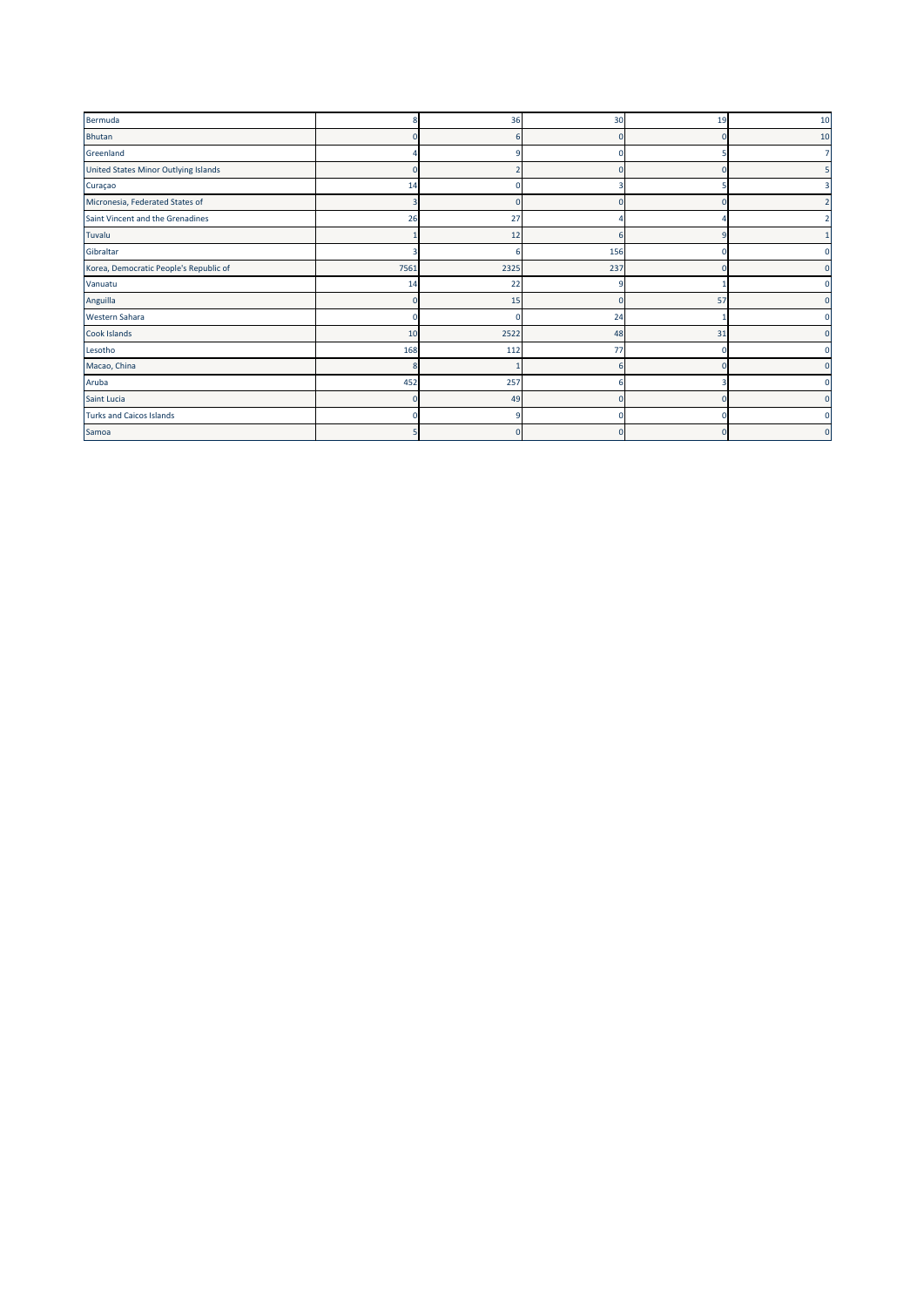| | | | | | |
|---|---|---|---|---|---|
| Bermuda | 8 | 36 | 30 | 19 | 10 |
| Bhutan | 0 | 6 | 0 | 0 | 10 |
| Greenland | 4 | 9 | 0 | 5 | 7 |
| United States Minor Outlying Islands | 0 | 2 | 0 | 0 | 5 |
| Curaçao | 14 | 0 | 3 | 5 | 3 |
| Micronesia, Federated States of | 3 | 0 | 0 | 0 | 2 |
| Saint Vincent and the Grenadines | 26 | 27 | 4 | 4 | 2 |
| Tuvalu | 1 | 12 | 6 | 9 | 1 |
| Gibraltar | 3 | 6 | 156 | 0 | 0 |
| Korea, Democratic People's Republic of | 7561 | 2325 | 237 | 0 | 0 |
| Vanuatu | 14 | 22 | 9 | 1 | 0 |
| Anguilla | 0 | 15 | 0 | 57 | 0 |
| Western Sahara | 0 | 0 | 24 | 1 | 0 |
| Cook Islands | 10 | 2522 | 48 | 31 | 0 |
| Lesotho | 168 | 112 | 77 | 0 | 0 |
| Macao, China | 8 | 1 | 6 | 0 | 0 |
| Aruba | 452 | 257 | 6 | 3 | 0 |
| Saint Lucia | 0 | 49 | 0 | 0 | 0 |
| Turks and Caicos Islands | 0 | 9 | 0 | 0 | 0 |
| Samoa | 5 | 0 | 0 | 0 | 0 |